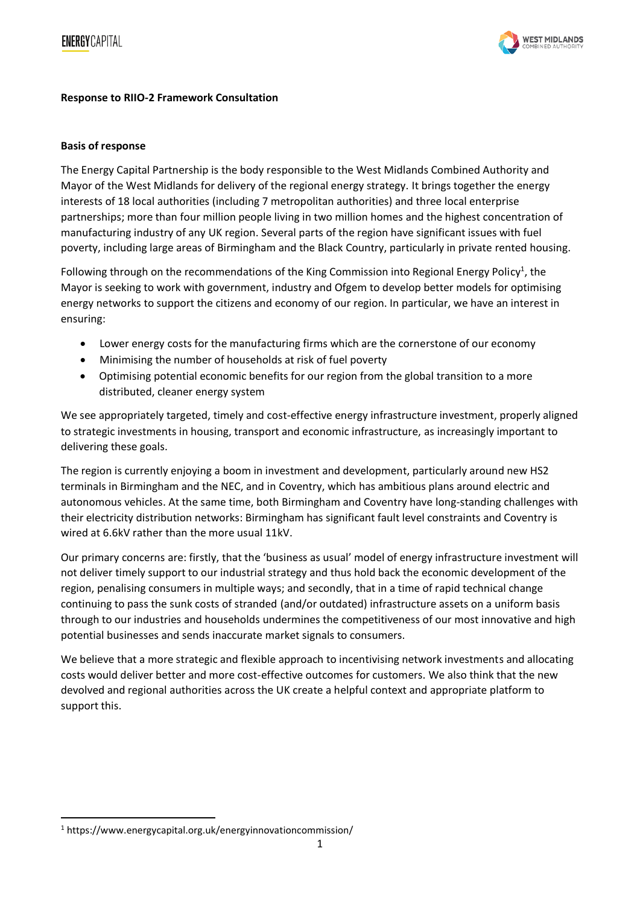**Response to RIIO-2 Framework Consultation**

**Basis of response**

The Energy Capital Partnership is the body responsible to the West Midlands Combined Authority and Mayor of the West Midlands for delivery of the regional energy strategy. It brings together the energy interests of 18 local authorities (including 7 metropolitan authorities) and three local enterprise partnerships; more than four million people living in two million homes and the highest concentration of manufacturing industry of any UK region. Several parts of the region have significant issues with fuel poverty, including large areas of Birmingham and the Black Country, particularly in private rented housing.

Following through on the recommendations of the King Commission into Regional Energy Policy[1], the Mayor is seeking to work with government, industry and Ofgem to develop better models for optimising energy networks to support the citizens and economy of our region. In particular, we have an interest in ensuring:

- Lower energy costs for the manufacturing firms which are the cornerstone of our economy
- Minimising the number of households at risk of fuel poverty
- Optimising potential economic benefits for our region from the global transition to a more distributed, cleaner energy system

We see appropriately targeted, timely and cost-effective energy infrastructure investment, properly aligned to strategic investments in housing, transport and economic infrastructure, as increasingly important to delivering these goals.

The region is currently enjoying a boom in investment and development, particularly around new HS2 terminals in Birmingham and the NEC, and in Coventry, which has ambitious plans around electric and autonomous vehicles. At the same time, both Birmingham and Coventry have long-standing challenges with their electricity distribution networks: Birmingham has significant fault level constraints and Coventry is wired at 6.6kV rather than the more usual 11kV.

Our primary concerns are: firstly, that the 'business as usual' model of energy infrastructure investment will not deliver timely support to our industrial strategy and thus hold back the economic development of the region, penalising consumers in multiple ways; and secondly, that in a time of rapid technical change continuing to pass the sunk costs of stranded (and/or outdated) infrastructure assets on a uniform basis through to our industries and households undermines the competitiveness of our most innovative and high potential businesses and sends inaccurate market signals to consumers.

We believe that a more strategic and flexible approach to incentivising network investments and allocating costs would deliver better and more cost-effective outcomes for customers. We also think that the new devolved and regional authorities across the UK create a helpful context and appropriate platform to support this.

[1] https://www.energycapital.org.uk/energyinnovationcommission/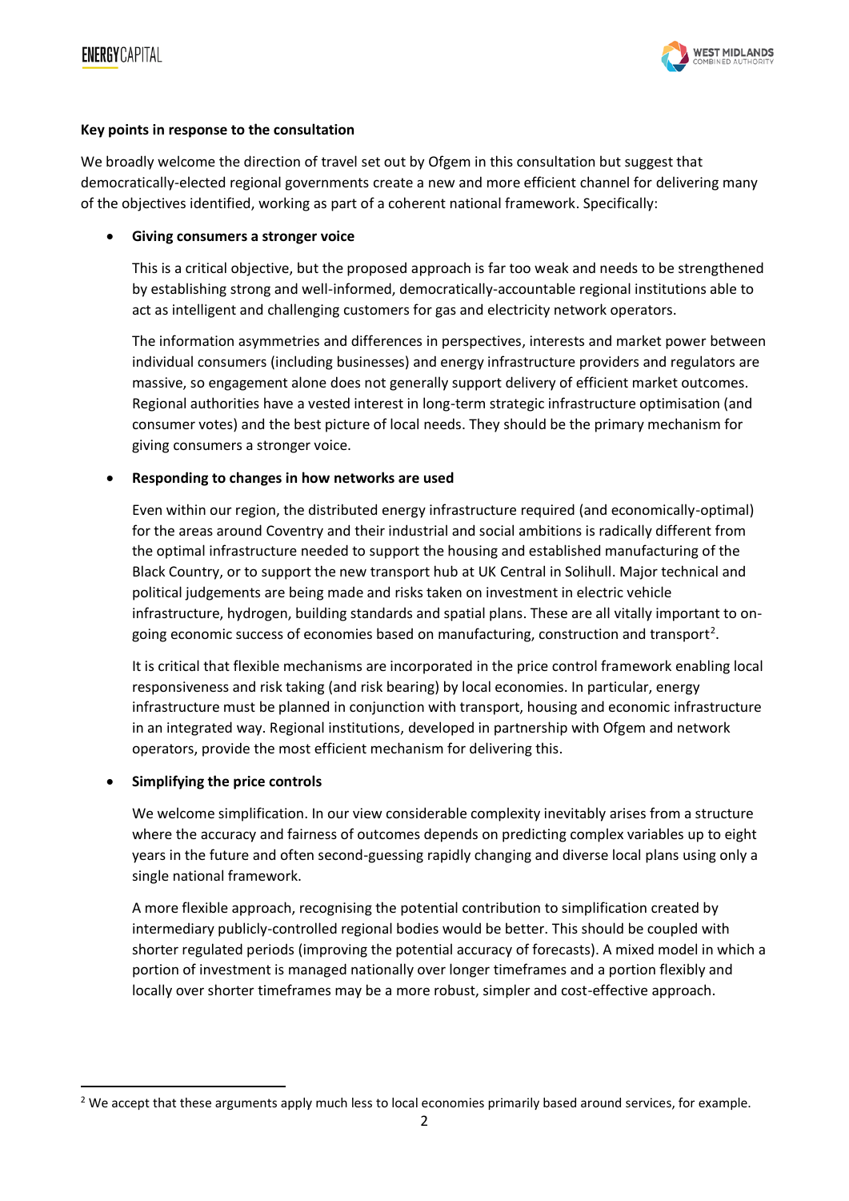**Key points in response to the consultation**

We broadly welcome the direction of travel set out by Ofgem in this consultation but suggest that democratically-elected regional governments create a new and more efficient channel for delivering many of the objectives identified, working as part of a coherent national framework. Specifically:

- **Giving consumers a stronger voice**

  This is a critical objective, but the proposed approach is far too weak and needs to be strengthened by establishing strong and well-informed, democratically-accountable regional institutions able to act as intelligent and challenging customers for gas and electricity network operators.

  The information asymmetries and differences in perspectives, interests and market power between individual consumers (including businesses) and energy infrastructure providers and regulators are massive, so engagement alone does not generally support delivery of efficient market outcomes. Regional authorities have a vested interest in long-term strategic infrastructure optimisation (and consumer votes) and the best picture of local needs. They should be the primary mechanism for giving consumers a stronger voice.

- **Responding to changes in how networks are used**

  Even within our region, the distributed energy infrastructure required (and economically-optimal) for the areas around Coventry and their industrial and social ambitions is radically different from the optimal infrastructure needed to support the housing and established manufacturing of the Black Country, or to support the new transport hub at UK Central in Solihull. Major technical and political judgements are being made and risks taken on investment in electric vehicle infrastructure, hydrogen, building standards and spatial plans. These are all vitally important to on-going economic success of economies based on manufacturing, construction and transport[2].

  It is critical that flexible mechanisms are incorporated in the price control framework enabling local responsiveness and risk taking (and risk bearing) by local economies. In particular, energy infrastructure must be planned in conjunction with transport, housing and economic infrastructure in an integrated way. Regional institutions, developed in partnership with Ofgem and network operators, provide the most efficient mechanism for delivering this.

- **Simplifying the price controls**

  We welcome simplification. In our view considerable complexity inevitably arises from a structure where the accuracy and fairness of outcomes depends on predicting complex variables up to eight years in the future and often second-guessing rapidly changing and diverse local plans using only a single national framework.

  A more flexible approach, recognising the potential contribution to simplification created by intermediary publicly-controlled regional bodies would be better. This should be coupled with shorter regulated periods (improving the potential accuracy of forecasts). A mixed model in which a portion of investment is managed nationally over longer timeframes and a portion flexibly and locally over shorter timeframes may be a more robust, simpler and cost-effective approach.

[2] We accept that these arguments apply much less to local economies primarily based around services, for example.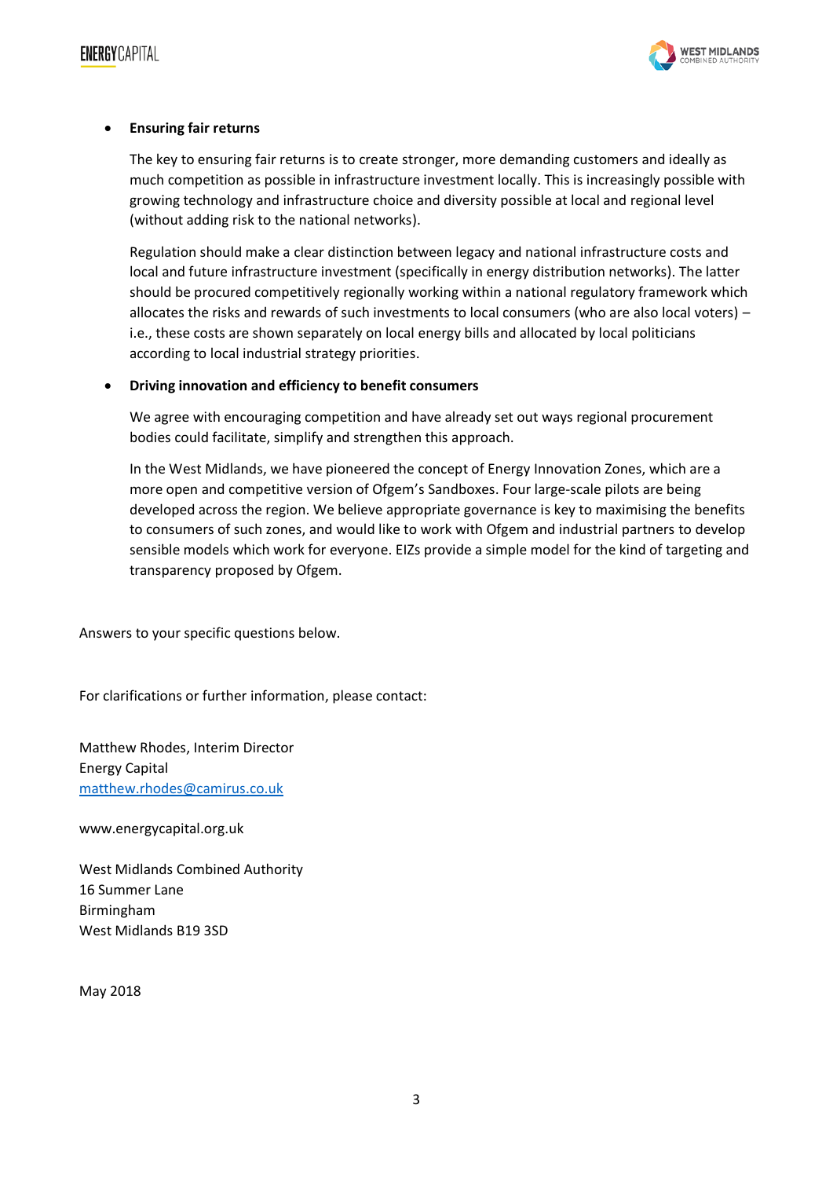- **Ensuring fair returns**

  The key to ensuring fair returns is to create stronger, more demanding customers and ideally as much competition as possible in infrastructure investment locally. This is increasingly possible with growing technology and infrastructure choice and diversity possible at local and regional level (without adding risk to the national networks).

  Regulation should make a clear distinction between legacy and national infrastructure costs and local and future infrastructure investment (specifically in energy distribution networks). The latter should be procured competitively regionally working within a national regulatory framework which allocates the risks and rewards of such investments to local consumers (who are also local voters) – i.e., these costs are shown separately on local energy bills and allocated by local politicians according to local industrial strategy priorities.

- **Driving innovation and efficiency to benefit consumers**

  We agree with encouraging competition and have already set out ways regional procurement bodies could facilitate, simplify and strengthen this approach.

  In the West Midlands, we have pioneered the concept of Energy Innovation Zones, which are a more open and competitive version of Ofgem's Sandboxes. Four large-scale pilots are being developed across the region. We believe appropriate governance is key to maximising the benefits to consumers of such zones, and would like to work with Ofgem and industrial partners to develop sensible models which work for everyone. EIZs provide a simple model for the kind of targeting and transparency proposed by Ofgem.

Answers to your specific questions below.

For clarifications or further information, please contact:

Matthew Rhodes, Interim Director
Energy Capital
matthew.rhodes@camirus.co.uk

www.energycapital.org.uk

West Midlands Combined Authority
16 Summer Lane
Birmingham
West Midlands B19 3SD

May 2018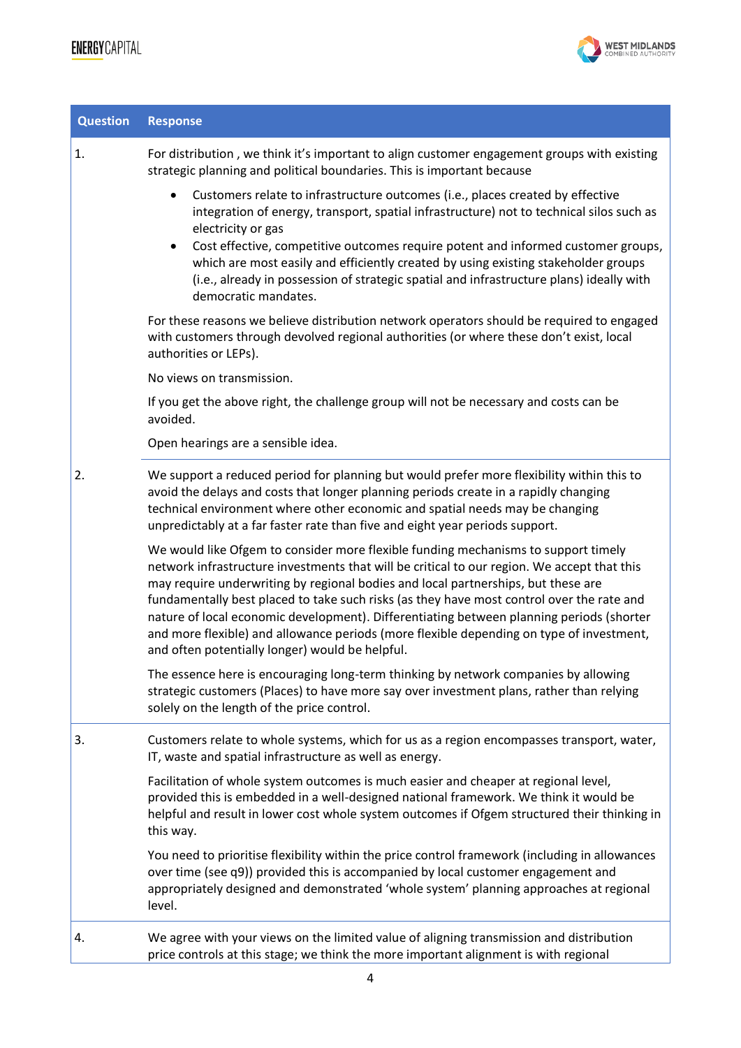| Question | Response |
| --- | --- |
| 1. | For distribution , we think it's important to align customer engagement groups with existing strategic planning and political boundaries. This is important because<br><br>• Customers relate to infrastructure outcomes (i.e., places created by effective integration of energy, transport, spatial infrastructure) not to technical silos such as electricity or gas<br>• Cost effective, competitive outcomes require potent and informed customer groups, which are most easily and efficiently created by using existing stakeholder groups (i.e., already in possession of strategic spatial and infrastructure plans) ideally with democratic mandates.<br><br>For these reasons we believe distribution network operators should be required to engaged with customers through devolved regional authorities (or where these don't exist, local authorities or LEPs).<br><br>No views on transmission.<br><br>If you get the above right, the challenge group will not be necessary and costs can be avoided.<br><br>Open hearings are a sensible idea. |
| 2. | We support a reduced period for planning but would prefer more flexibility within this to avoid the delays and costs that longer planning periods create in a rapidly changing technical environment where other economic and spatial needs may be changing unpredictably at a far faster rate than five and eight year periods support.<br><br>We would like Ofgem to consider more flexible funding mechanisms to support timely network infrastructure investments that will be critical to our region. We accept that this may require underwriting by regional bodies and local partnerships, but these are fundamentally best placed to take such risks (as they have most control over the rate and nature of local economic development). Differentiating between planning periods (shorter and more flexible) and allowance periods (more flexible depending on type of investment, and often potentially longer) would be helpful.<br><br>The essence here is encouraging long-term thinking by network companies by allowing strategic customers (Places) to have more say over investment plans, rather than relying solely on the length of the price control. |
| 3. | Customers relate to whole systems, which for us as a region encompasses transport, water, IT, waste and spatial infrastructure as well as energy.<br><br>Facilitation of whole system outcomes is much easier and cheaper at regional level, provided this is embedded in a well-designed national framework. We think it would be helpful and result in lower cost whole system outcomes if Ofgem structured their thinking in this way.<br><br>You need to prioritise flexibility within the price control framework (including in allowances over time (see q9)) provided this is accompanied by local customer engagement and appropriately designed and demonstrated 'whole system' planning approaches at regional level. |
| 4. | We agree with your views on the limited value of aligning transmission and distribution price controls at this stage; we think the more important alignment is with regional |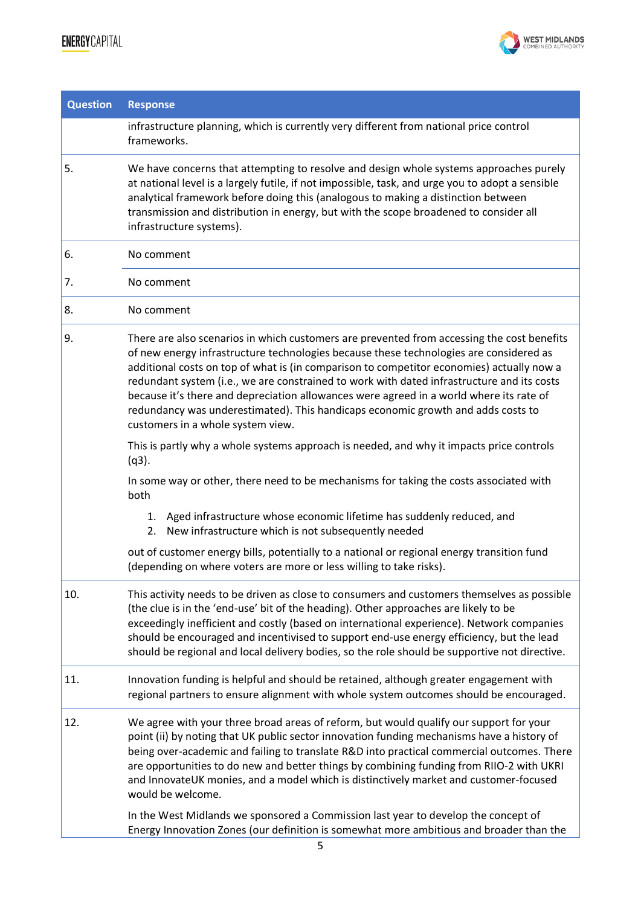| Question | Response |
|---|---|
| | infrastructure planning, which is currently very different from national price control frameworks. |
| 5. | We have concerns that attempting to resolve and design whole systems approaches purely at national level is a largely futile, if not impossible, task, and urge you to adopt a sensible analytical framework before doing this (analogous to making a distinction between transmission and distribution in energy, but with the scope broadened to consider all infrastructure systems). |
| 6. | No comment |
| 7. | No comment |
| 8. | No comment |
| 9. | There are also scenarios in which customers are prevented from accessing the cost benefits of new energy infrastructure technologies because these technologies are considered as additional costs on top of what is (in comparison to competitor economies) actually now a redundant system (i.e., we are constrained to work with dated infrastructure and its costs because it's there and depreciation allowances were agreed in a world where its rate of redundancy was underestimated). This handicaps economic growth and adds costs to customers in a whole system view.<br><br>This is partly why a whole systems approach is needed, and why it impacts price controls (q3).<br><br>In some way or other, there need to be mechanisms for taking the costs associated with both<br><br>1. Aged infrastructure whose economic lifetime has suddenly reduced, and<br>2. New infrastructure which is not subsequently needed<br><br>out of customer energy bills, potentially to a national or regional energy transition fund (depending on where voters are more or less willing to take risks). |
| 10. | This activity needs to be driven as close to consumers and customers themselves as possible (the clue is in the 'end-use' bit of the heading). Other approaches are likely to be exceedingly inefficient and costly (based on international experience). Network companies should be encouraged and incentivised to support end-use energy efficiency, but the lead should be regional and local delivery bodies, so the role should be supportive not directive. |
| 11. | Innovation funding is helpful and should be retained, although greater engagement with regional partners to ensure alignment with whole system outcomes should be encouraged. |
| 12. | We agree with your three broad areas of reform, but would qualify our support for your point (ii) by noting that UK public sector innovation funding mechanisms have a history of being over-academic and failing to translate R&D into practical commercial outcomes. There are opportunities to do new and better things by combining funding from RIIO-2 with UKRI and InnovateUK monies, and a model which is distinctively market and customer-focused would be welcome.<br><br>In the West Midlands we sponsored a Commission last year to develop the concept of Energy Innovation Zones (our definition is somewhat more ambitious and broader than the |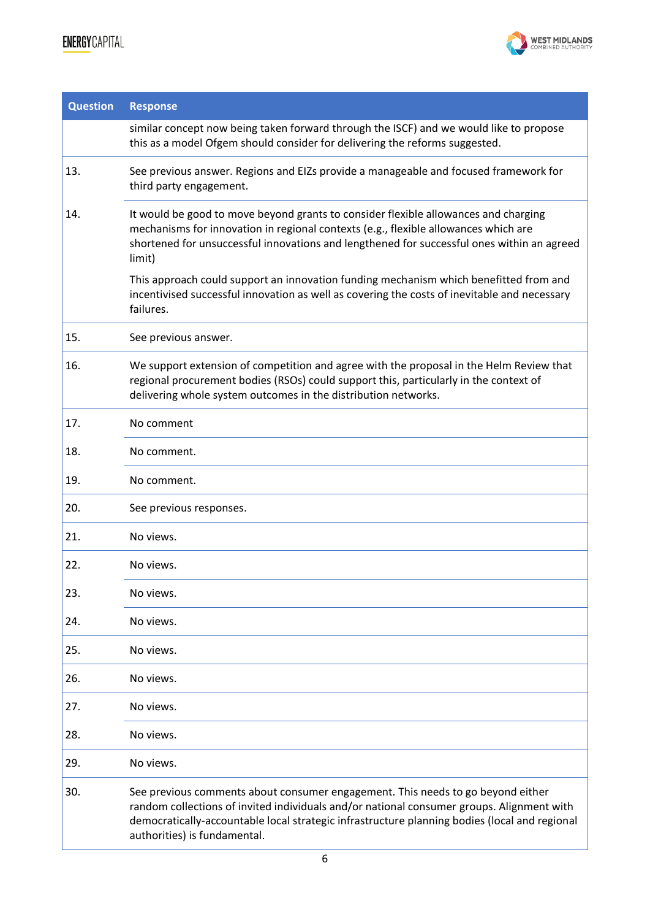| Question | Response |
|---|---|
| | similar concept now being taken forward through the ISCF) and we would like to propose this as a model Ofgem should consider for delivering the reforms suggested. |
| 13. | See previous answer. Regions and EIZs provide a manageable and focused framework for third party engagement. |
| 14. | It would be good to move beyond grants to consider flexible allowances and charging mechanisms for innovation in regional contexts (e.g., flexible allowances which are shortened for unsuccessful innovations and lengthened for successful ones within an agreed limit)<br><br>This approach could support an innovation funding mechanism which benefitted from and incentivised successful innovation as well as covering the costs of inevitable and necessary failures. |
| 15. | See previous answer. |
| 16. | We support extension of competition and agree with the proposal in the Helm Review that regional procurement bodies (RSOs) could support this, particularly in the context of delivering whole system outcomes in the distribution networks. |
| 17. | No comment |
| 18. | No comment. |
| 19. | No comment. |
| 20. | See previous responses. |
| 21. | No views. |
| 22. | No views. |
| 23. | No views. |
| 24. | No views. |
| 25. | No views. |
| 26. | No views. |
| 27. | No views. |
| 28. | No views. |
| 29. | No views. |
| 30. | See previous comments about consumer engagement. This needs to go beyond either random collections of invited individuals and/or national consumer groups. Alignment with democratically-accountable local strategic infrastructure planning bodies (local and regional authorities) is fundamental. |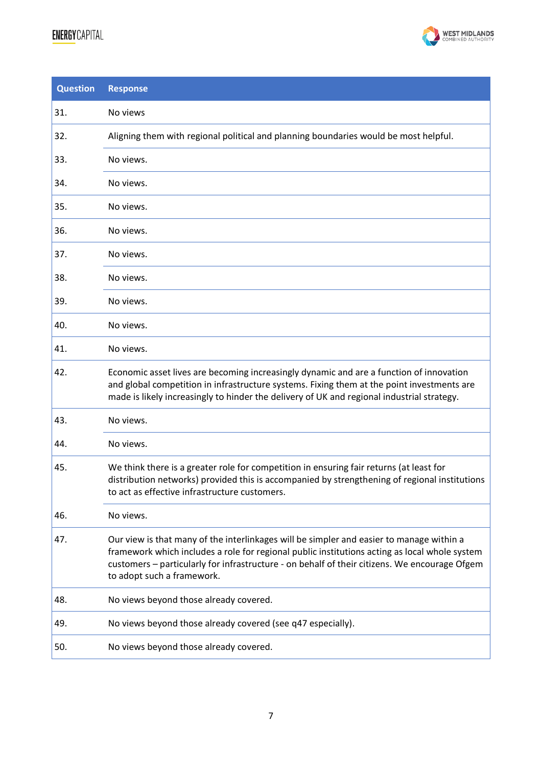| Question | Response |
| --- | --- |
| 31. | No views |
| 32. | Aligning them with regional political and planning boundaries would be most helpful. |
| 33. | No views. |
| 34. | No views. |
| 35. | No views. |
| 36. | No views. |
| 37. | No views. |
| 38. | No views. |
| 39. | No views. |
| 40. | No views. |
| 41. | No views. |
| 42. | Economic asset lives are becoming increasingly dynamic and are a function of innovation and global competition in infrastructure systems. Fixing them at the point investments are made is likely increasingly to hinder the delivery of UK and regional industrial strategy. |
| 43. | No views. |
| 44. | No views. |
| 45. | We think there is a greater role for competition in ensuring fair returns (at least for distribution networks) provided this is accompanied by strengthening of regional institutions to act as effective infrastructure customers. |
| 46. | No views. |
| 47. | Our view is that many of the interlinkages will be simpler and easier to manage within a framework which includes a role for regional public institutions acting as local whole system customers – particularly for infrastructure - on behalf of their citizens. We encourage Ofgem to adopt such a framework. |
| 48. | No views beyond those already covered. |
| 49. | No views beyond those already covered (see q47 especially). |
| 50. | No views beyond those already covered. |